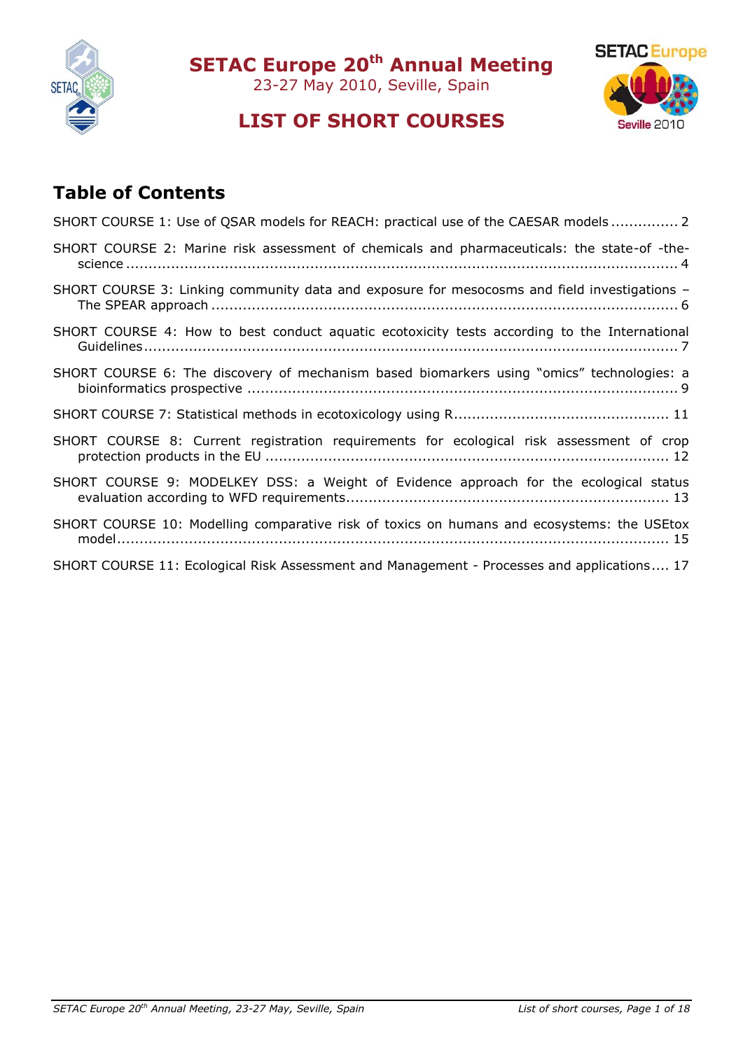# SETAC Europe 20th Annual Meeting

23-27 May 2010, Seville, Spain

## LIST OF SHORT COURSES

## Table of Contents

SHORT COURSE 1: Use of QSAR models for REACH: practical use of the CAESAR models ............... 2

SHORT COURSE 2: Marine risk assessment of chemicals and pharmaceuticals: the state-of -the-science ........................................................................................................... 4

SHORT COURSE 3: Linking community data and exposure for mesocosms and field investigations – The SPEAR approach ........................................................................................ 6

SHORT COURSE 4: How to best conduct aquatic ecotoxicity tests according to the International Guidelines ........................................................................................................... 7

SHORT COURSE 6: The discovery of mechanism based biomarkers using “omics” technologies: a bioinformatics prospective ................................................................................ 9

SHORT COURSE 7: Statistical methods in ecotoxicology using R................................................ 11

SHORT COURSE 8: Current registration requirements for ecological risk assessment of crop protection products in the EU .......................................................................... 12

SHORT COURSE 9: MODELKEY DSS: a Weight of Evidence approach for the ecological status evaluation according to WFD requirements........................................................................ 13

SHORT COURSE 10: Modelling comparative risk of toxics on humans and ecosystems: the USEtox model............................................................................................................. 15

SHORT COURSE 11: Ecological Risk Assessment and Management - Processes and applications.... 17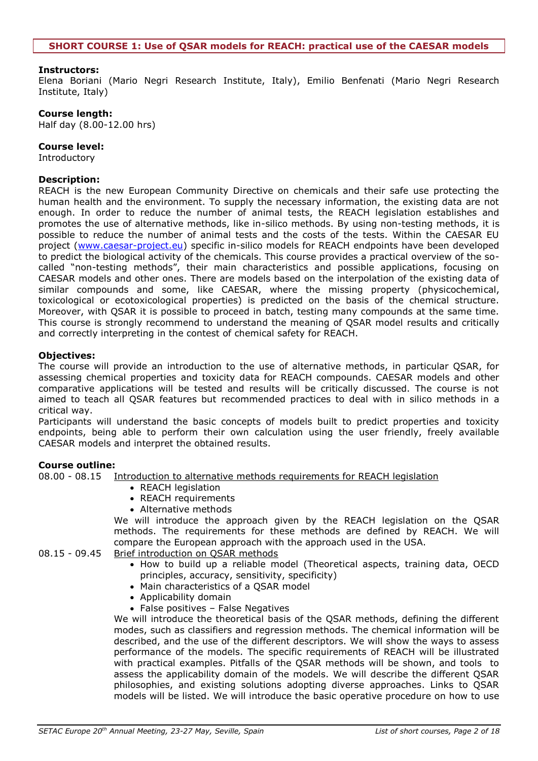## SHORT COURSE 1: Use of QSAR models for REACH: practical use of the CAESAR models

**Instructors:**
Elena Boriani (Mario Negri Research Institute, Italy), Emilio Benfenati (Mario Negri Research Institute, Italy)

**Course length:**
Half day (8.00-12.00 hrs)

**Course level:**
Introductory

**Description:**
REACH is the new European Community Directive on chemicals and their safe use protecting the human health and the environment. To supply the necessary information, the existing data are not enough. In order to reduce the number of animal tests, the REACH legislation establishes and promotes the use of alternative methods, like in-silico methods. By using non-testing methods, it is possible to reduce the number of animal tests and the costs of the tests. Within the CAESAR EU project ([www.caesar-project.eu](http://www.caesar-project.eu)) specific in-silico models for REACH endpoints have been developed to predict the biological activity of the chemicals. This course provides a practical overview of the so-called "non-testing methods", their main characteristics and possible applications, focusing on CAESAR models and other ones. There are models based on the interpolation of the existing data of similar compounds and some, like CAESAR, where the missing property (physicochemical, toxicological or ecotoxicological properties) is predicted on the basis of the chemical structure. Moreover, with QSAR it is possible to proceed in batch, testing many compounds at the same time. This course is strongly recommend to understand the meaning of QSAR model results and critically and correctly interpreting in the contest of chemical safety for REACH.

**Objectives:**
The course will provide an introduction to the use of alternative methods, in particular QSAR, for assessing chemical properties and toxicity data for REACH compounds. CAESAR models and other comparative applications will be tested and results will be critically discussed. The course is not aimed to teach all QSAR features but recommended practices to deal with in silico methods in a critical way.
Participants will understand the basic concepts of models built to predict properties and toxicity endpoints, being able to perform their own calculation using the user friendly, freely available CAESAR models and interpret the obtained results.

**Course outline:**

08.00 - 08.15 Introduction to alternative methods requirements for REACH legislation

- REACH legislation
- REACH requirements
- Alternative methods

We will introduce the approach given by the REACH legislation on the QSAR methods. The requirements for these methods are defined by REACH. We will compare the European approach with the approach used in the USA.

08.15 - 09.45 Brief introduction on QSAR methods

- How to build up a reliable model (Theoretical aspects, training data, OECD principles, accuracy, sensitivity, specificity)
- Main characteristics of a QSAR model
- Applicability domain
- False positives – False Negatives

We will introduce the theoretical basis of the QSAR methods, defining the different modes, such as classifiers and regression methods. The chemical information will be described, and the use of the different descriptors. We will show the ways to assess performance of the models. The specific requirements of REACH will be illustrated with practical examples. Pitfalls of the QSAR methods will be shown, and tools to assess the applicability domain of the models. We will describe the different QSAR philosophies, and existing solutions adopting diverse approaches. Links to QSAR models will be listed. We will introduce the basic operative procedure on how to use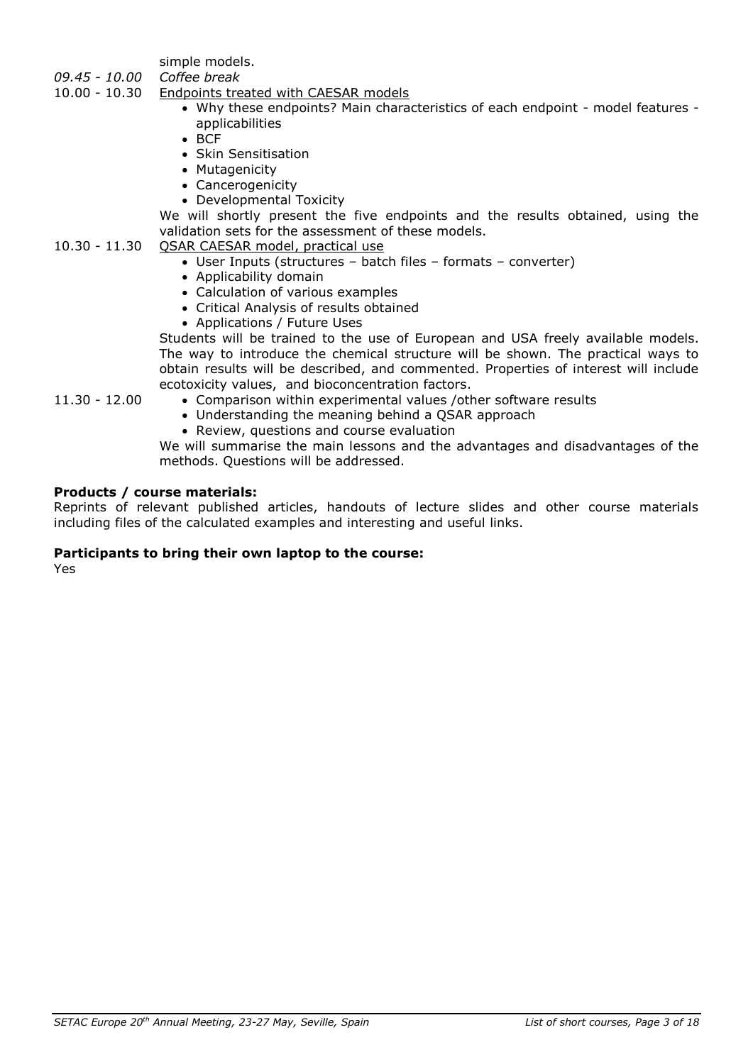simple models.

*09.45 - 10.00* *Coffee break*

10.00 - 10.30 Endpoints treated with CAESAR models

- Why these endpoints? Main characteristics of each endpoint - model features - applicabilities
- BCF
- Skin Sensitisation
- Mutagenicity
- Cancerogenicity
- Developmental Toxicity

We will shortly present the five endpoints and the results obtained, using the validation sets for the assessment of these models.

10.30 - 11.30 QSAR CAESAR model, practical use

- User Inputs (structures – batch files – formats – converter)
- Applicability domain
- Calculation of various examples
- Critical Analysis of results obtained
- Applications / Future Uses

Students will be trained to the use of European and USA freely available models. The way to introduce the chemical structure will be shown. The practical ways to obtain results will be described, and commented. Properties of interest will include ecotoxicity values, and bioconcentration factors.

11.30 - 12.00

- Comparison within experimental values /other software results
- Understanding the meaning behind a QSAR approach
- Review, questions and course evaluation

We will summarise the main lessons and the advantages and disadvantages of the methods. Questions will be addressed.

**Products / course materials:**

Reprints of relevant published articles, handouts of lecture slides and other course materials including files of the calculated examples and interesting and useful links.

**Participants to bring their own laptop to the course:**

Yes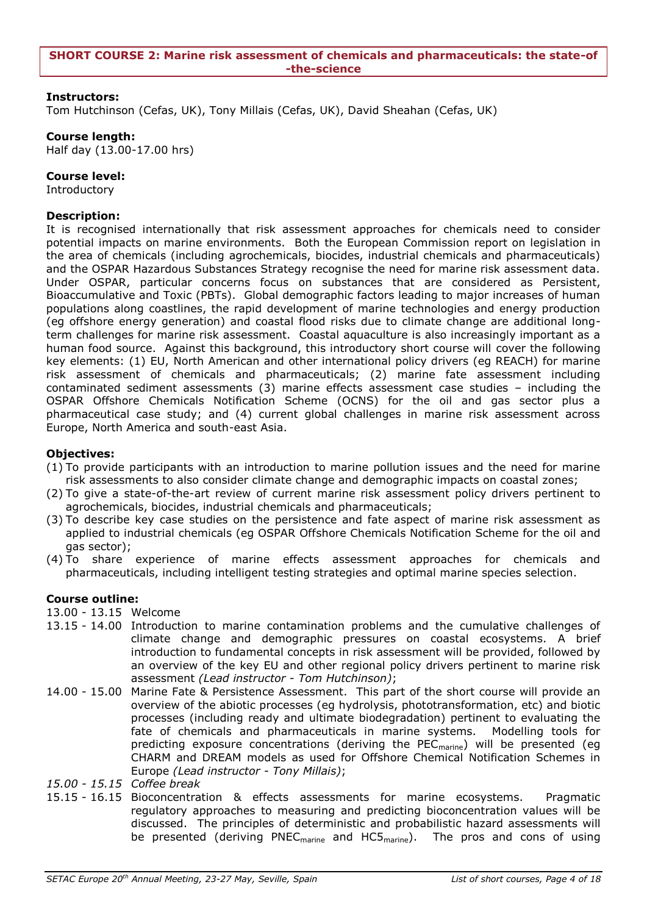## SHORT COURSE 2: Marine risk assessment of chemicals and pharmaceuticals: the state-of-the-science

**Instructors:**
Tom Hutchinson (Cefas, UK), Tony Millais (Cefas, UK), David Sheahan (Cefas, UK)

**Course length:**
Half day (13.00-17.00 hrs)

**Course level:**
Introductory

**Description:**
It is recognised internationally that risk assessment approaches for chemicals need to consider potential impacts on marine environments. Both the European Commission report on legislation in the area of chemicals (including agrochemicals, biocides, industrial chemicals and pharmaceuticals) and the OSPAR Hazardous Substances Strategy recognise the need for marine risk assessment data. Under OSPAR, particular concerns focus on substances that are considered as Persistent, Bioaccumulative and Toxic (PBTs). Global demographic factors leading to major increases of human populations along coastlines, the rapid development of marine technologies and energy production (eg offshore energy generation) and coastal flood risks due to climate change are additional long-term challenges for marine risk assessment. Coastal aquaculture is also increasingly important as a human food source. Against this background, this introductory short course will cover the following key elements: (1) EU, North American and other international policy drivers (eg REACH) for marine risk assessment of chemicals and pharmaceuticals; (2) marine fate assessment including contaminated sediment assessments (3) marine effects assessment case studies – including the OSPAR Offshore Chemicals Notification Scheme (OCNS) for the oil and gas sector plus a pharmaceutical case study; and (4) current global challenges in marine risk assessment across Europe, North America and south-east Asia.

**Objectives:**
(1) To provide participants with an introduction to marine pollution issues and the need for marine risk assessments to also consider climate change and demographic impacts on coastal zones;
(2) To give a state-of-the-art review of current marine risk assessment policy drivers pertinent to agrochemicals, biocides, industrial chemicals and pharmaceuticals;
(3) To describe key case studies on the persistence and fate aspect of marine risk assessment as applied to industrial chemicals (eg OSPAR Offshore Chemicals Notification Scheme for the oil and gas sector);
(4) To share experience of marine effects assessment approaches for chemicals and pharmaceuticals, including intelligent testing strategies and optimal marine species selection.

**Course outline:**

13.00 - 13.15 Welcome

13.15 - 14.00 Introduction to marine contamination problems and the cumulative challenges of climate change and demographic pressures on coastal ecosystems. A brief introduction to fundamental concepts in risk assessment will be provided, followed by an overview of the key EU and other regional policy drivers pertinent to marine risk assessment *(Lead instructor - Tom Hutchinson)*;

14.00 - 15.00 Marine Fate & Persistence Assessment. This part of the short course will provide an overview of the abiotic processes (eg hydrolysis, phototransformation, etc) and biotic processes (including ready and ultimate biodegradation) pertinent to evaluating the fate of chemicals and pharmaceuticals in marine systems. Modelling tools for predicting exposure concentrations (deriving the $PEC_{marine}$) will be presented (eg CHARM and DREAM models as used for Offshore Chemical Notification Schemes in Europe *(Lead instructor - Tony Millais)*;

*15.00 - 15.15 Coffee break*

15.15 - 16.15 Bioconcentration & effects assessments for marine ecosystems. Pragmatic regulatory approaches to measuring and predicting bioconcentration values will be discussed. The principles of deterministic and probabilistic hazard assessments will be presented (deriving $PNEC_{marine}$ and $HC5_{marine}$). The pros and cons of using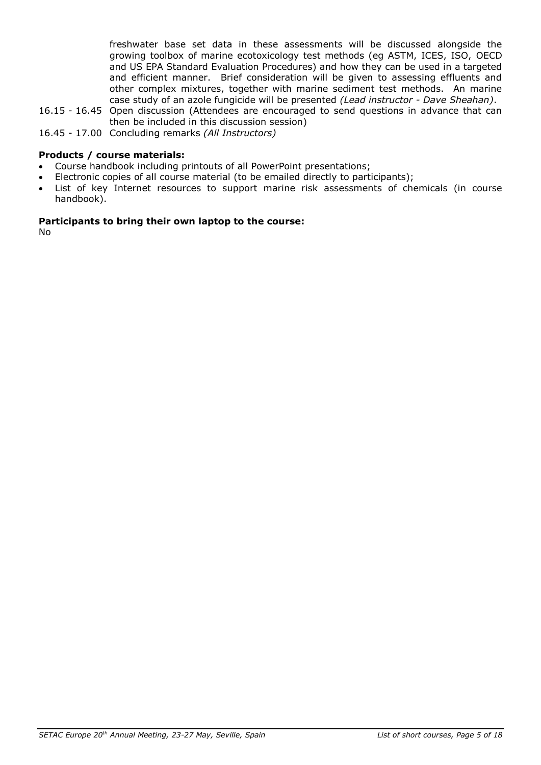freshwater base set data in these assessments will be discussed alongside the growing toolbox of marine ecotoxicology test methods (eg ASTM, ICES, ISO, OECD and US EPA Standard Evaluation Procedures) and how they can be used in a targeted and efficient manner. Brief consideration will be given to assessing effluents and other complex mixtures, together with marine sediment test methods. An marine case study of an azole fungicide will be presented *(Lead instructor - Dave Sheahan)*.

16.15 - 16.45 Open discussion (Attendees are encouraged to send questions in advance that can then be included in this discussion session)

16.45 - 17.00 Concluding remarks *(All Instructors)*

**Products / course materials:**

- Course handbook including printouts of all PowerPoint presentations;
- Electronic copies of all course material (to be emailed directly to participants);
- List of key Internet resources to support marine risk assessments of chemicals (in course handbook).

**Participants to bring their own laptop to the course:**

No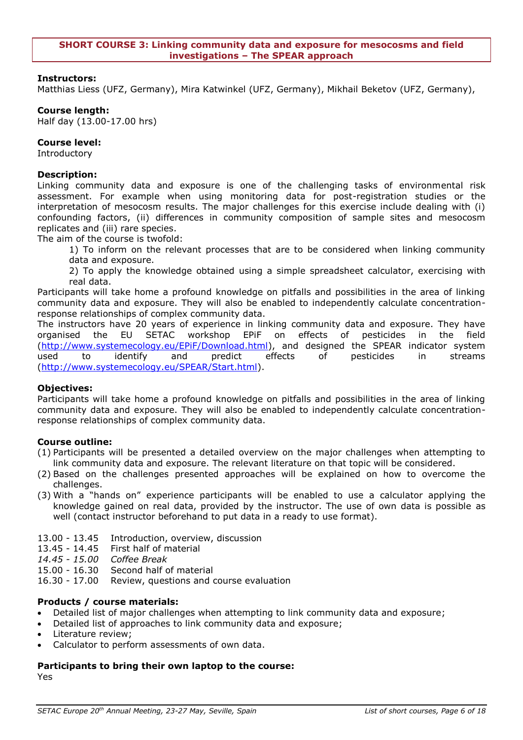## SHORT COURSE 3: Linking community data and exposure for mesocosms and field investigations – The SPEAR approach

**Instructors:**
Matthias Liess (UFZ, Germany), Mira Katwinkel (UFZ, Germany), Mikhail Beketov (UFZ, Germany),

**Course length:**
Half day (13.00-17.00 hrs)

**Course level:**
Introductory

**Description:**
Linking community data and exposure is one of the challenging tasks of environmental risk assessment. For example when using monitoring data for post-registration studies or the interpretation of mesocosm results. The major challenges for this exercise include dealing with (i) confounding factors, (ii) differences in community composition of sample sites and mesocosm replicates and (iii) rare species.
The aim of the course is twofold:

1) To inform on the relevant processes that are to be considered when linking community data and exposure.
2) To apply the knowledge obtained using a simple spreadsheet calculator, exercising with real data.

Participants will take home a profound knowledge on pitfalls and possibilities in the area of linking community data and exposure. They will also be enabled to independently calculate concentration-response relationships of complex community data.
The instructors have 20 years of experience in linking community data and exposure. They have organised the EU SETAC workshop EPiF on effects of pesticides in the field (http://www.systemecology.eu/EPiF/Download.html), and designed the SPEAR indicator system used to identify and predict effects of pesticides in streams (http://www.systemecology.eu/SPEAR/Start.html).

**Objectives:**
Participants will take home a profound knowledge on pitfalls and possibilities in the area of linking community data and exposure. They will also be enabled to independently calculate concentration-response relationships of complex community data.

**Course outline:**

(1) Participants will be presented a detailed overview on the major challenges when attempting to link community data and exposure. The relevant literature on that topic will be considered.
(2) Based on the challenges presented approaches will be explained on how to overcome the challenges.
(3) With a "hands on" experience participants will be enabled to use a calculator applying the knowledge gained on real data, provided by the instructor. The use of own data is possible as well (contact instructor beforehand to put data in a ready to use format).

13.00 - 13.45 Introduction, overview, discussion
13.45 - 14.45 First half of material
*14.45 - 15.00 Coffee Break*
15.00 - 16.30 Second half of material
16.30 - 17.00 Review, questions and course evaluation

**Products / course materials:**

- Detailed list of major challenges when attempting to link community data and exposure;
- Detailed list of approaches to link community data and exposure;
- Literature review;
- Calculator to perform assessments of own data.

**Participants to bring their own laptop to the course:**
Yes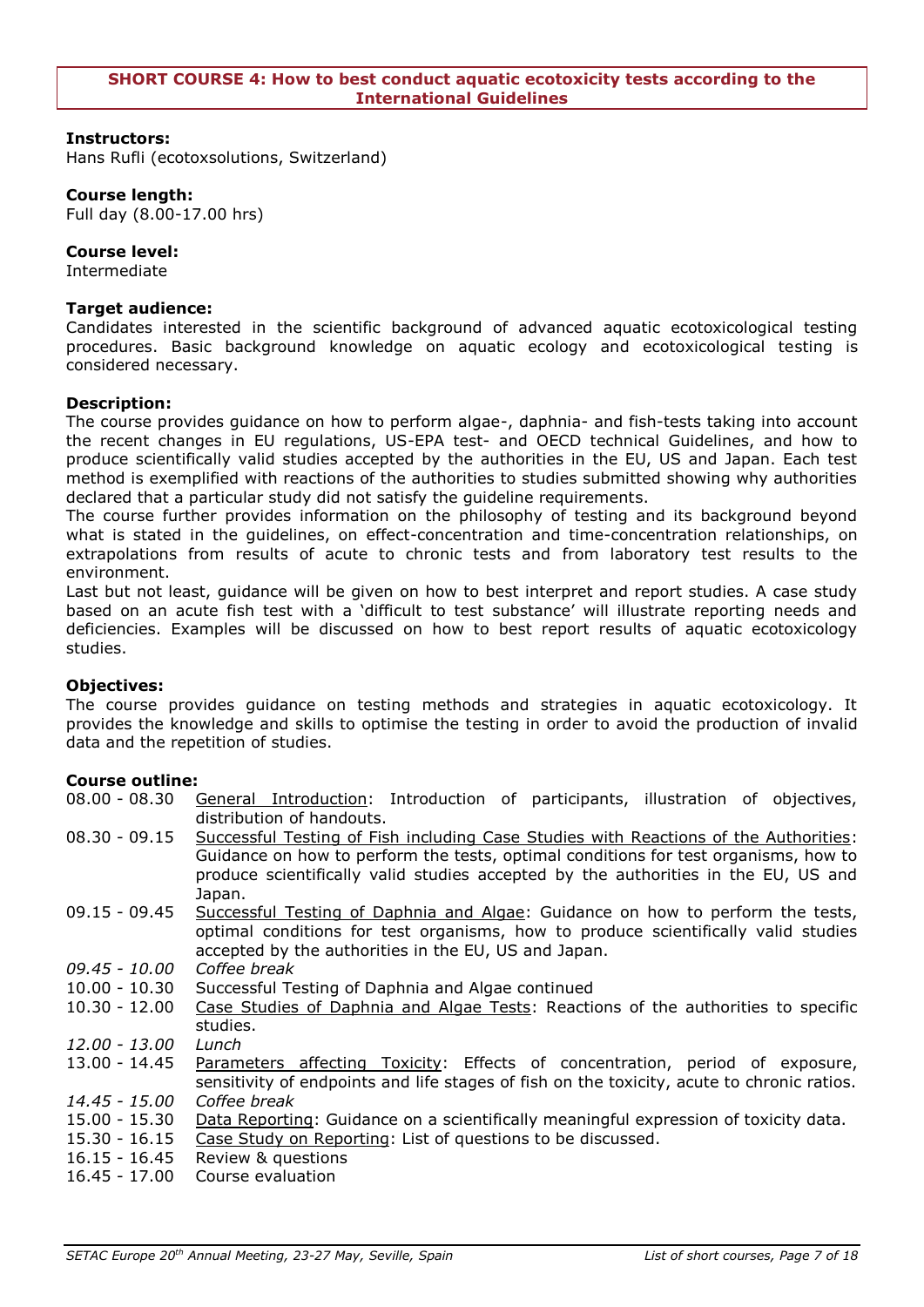## SHORT COURSE 4: How to best conduct aquatic ecotoxicity tests according to the International Guidelines

**Instructors:**
Hans Rufli (ecotoxsolutions, Switzerland)

**Course length:**
Full day (8.00-17.00 hrs)

**Course level:**
Intermediate

**Target audience:**
Candidates interested in the scientific background of advanced aquatic ecotoxicological testing procedures. Basic background knowledge on aquatic ecology and ecotoxicological testing is considered necessary.

**Description:**
The course provides guidance on how to perform algae-, daphnia- and fish-tests taking into account the recent changes in EU regulations, US-EPA test- and OECD technical Guidelines, and how to produce scientifically valid studies accepted by the authorities in the EU, US and Japan. Each test method is exemplified with reactions of the authorities to studies submitted showing why authorities declared that a particular study did not satisfy the guideline requirements.
The course further provides information on the philosophy of testing and its background beyond what is stated in the guidelines, on effect-concentration and time-concentration relationships, on extrapolations from results of acute to chronic tests and from laboratory test results to the environment.
Last but not least, guidance will be given on how to best interpret and report studies. A case study based on an acute fish test with a 'difficult to test substance' will illustrate reporting needs and deficiencies. Examples will be discussed on how to best report results of aquatic ecotoxicology studies.

**Objectives:**
The course provides guidance on testing methods and strategies in aquatic ecotoxicology. It provides the knowledge and skills to optimise the testing in order to avoid the production of invalid data and the repetition of studies.

**Course outline:**

| | |
|---|---|
| 08.00 - 08.30 | General Introduction: Introduction of participants, illustration of objectives, distribution of handouts. |
| 08.30 - 09.15 | Successful Testing of Fish including Case Studies with Reactions of the Authorities: Guidance on how to perform the tests, optimal conditions for test organisms, how to produce scientifically valid studies accepted by the authorities in the EU, US and Japan. |
| 09.15 - 09.45 | Successful Testing of Daphnia and Algae: Guidance on how to perform the tests, optimal conditions for test organisms, how to produce scientifically valid studies accepted by the authorities in the EU, US and Japan. |
| *09.45 - 10.00* | *Coffee break* |
| 10.00 - 10.30 | Successful Testing of Daphnia and Algae continued |
| 10.30 - 12.00 | Case Studies of Daphnia and Algae Tests: Reactions of the authorities to specific studies. |
| *12.00 - 13.00* | *Lunch* |
| 13.00 - 14.45 | Parameters affecting Toxicity: Effects of concentration, period of exposure, sensitivity of endpoints and life stages of fish on the toxicity, acute to chronic ratios. |
| *14.45 - 15.00* | *Coffee break* |
| 15.00 - 15.30 | Data Reporting: Guidance on a scientifically meaningful expression of toxicity data. |
| 15.30 - 16.15 | Case Study on Reporting: List of questions to be discussed. |
| 16.15 - 16.45 | Review & questions |
| 16.45 - 17.00 | Course evaluation |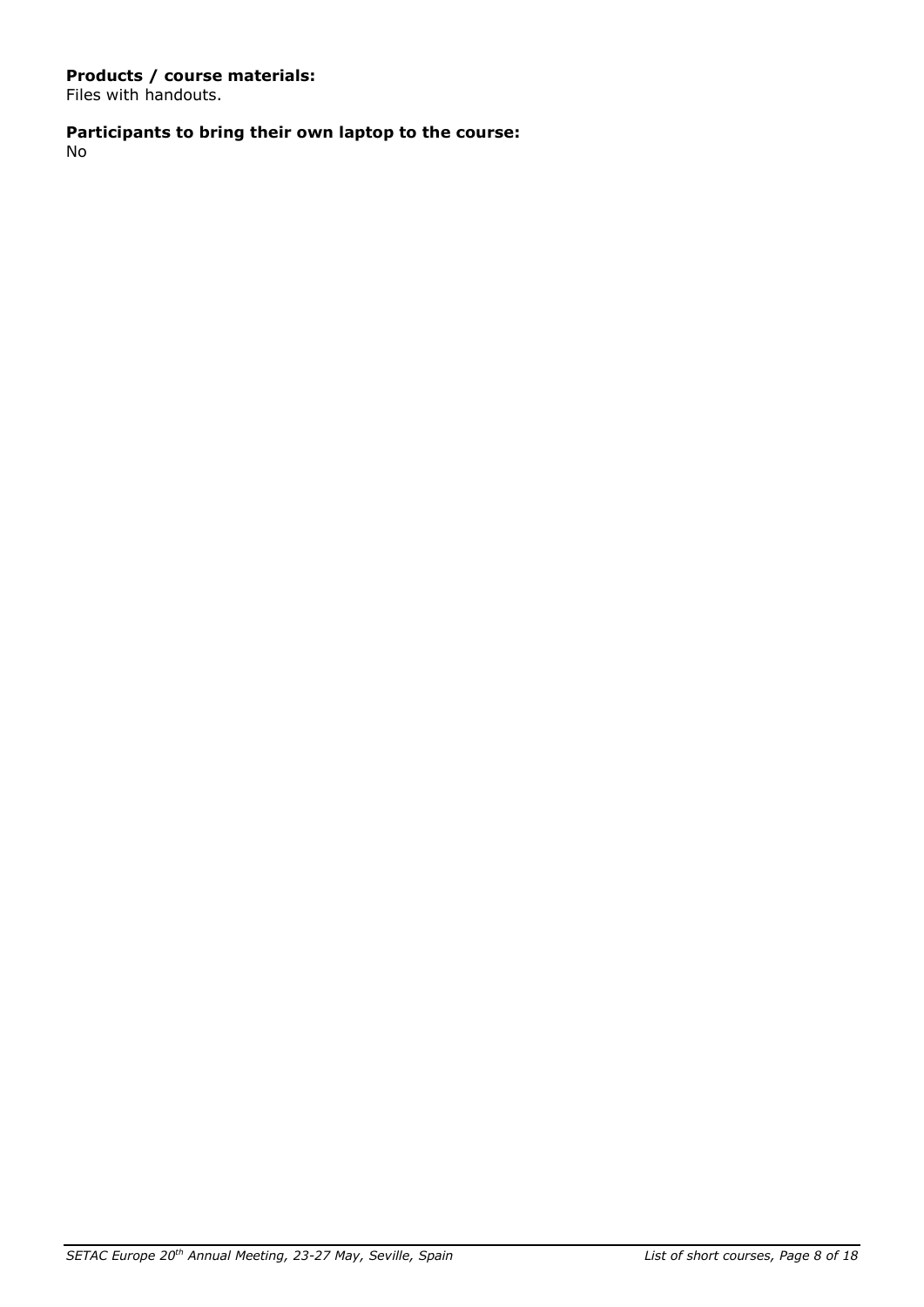**Products / course materials:**
Files with handouts.

**Participants to bring their own laptop to the course:**
No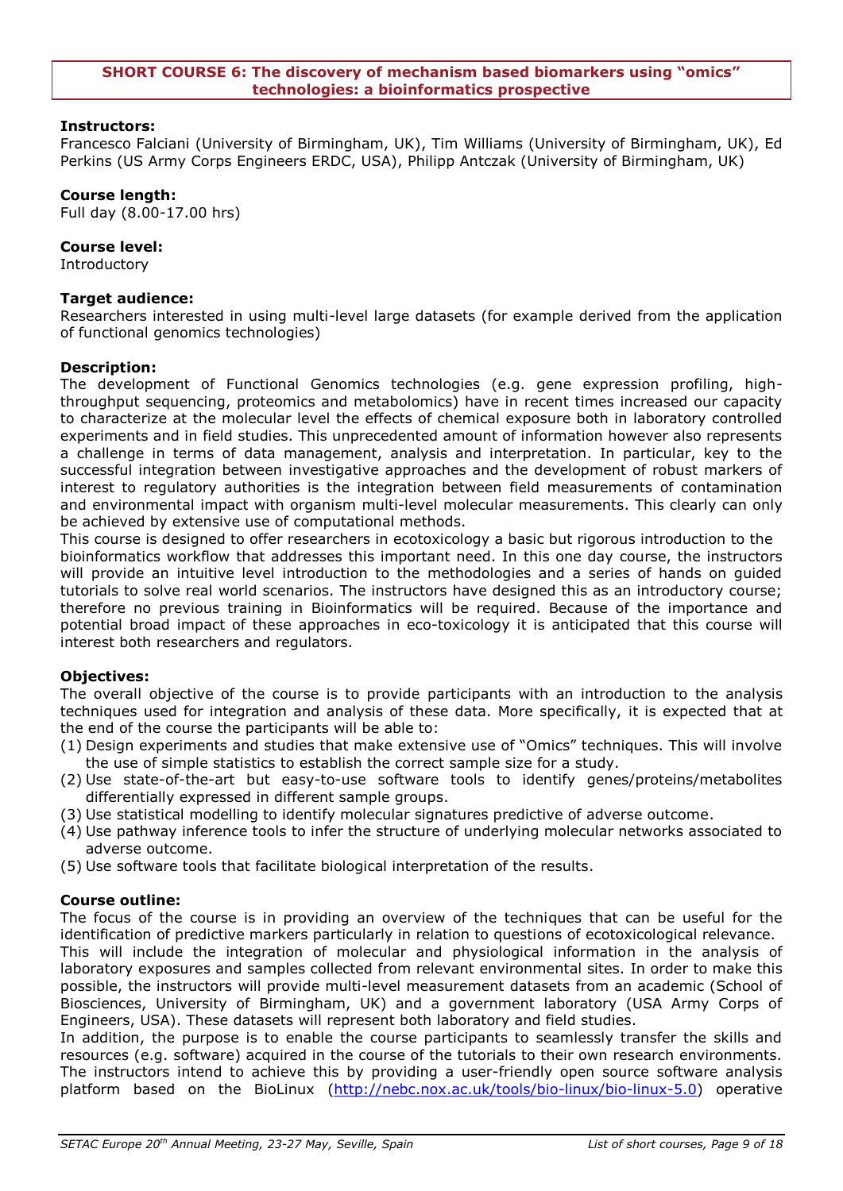## SHORT COURSE 6: The discovery of mechanism based biomarkers using "omics" technologies: a bioinformatics prospective

**Instructors:**
Francesco Falciani (University of Birmingham, UK), Tim Williams (University of Birmingham, UK), Ed Perkins (US Army Corps Engineers ERDC, USA), Philipp Antczak (University of Birmingham, UK)

**Course length:**
Full day (8.00-17.00 hrs)

**Course level:**
Introductory

**Target audience:**
Researchers interested in using multi-level large datasets (for example derived from the application of functional genomics technologies)

**Description:**
The development of Functional Genomics technologies (e.g. gene expression profiling, high-throughput sequencing, proteomics and metabolomics) have in recent times increased our capacity to characterize at the molecular level the effects of chemical exposure both in laboratory controlled experiments and in field studies. This unprecedented amount of information however also represents a challenge in terms of data management, analysis and interpretation. In particular, key to the successful integration between investigative approaches and the development of robust markers of interest to regulatory authorities is the integration between field measurements of contamination and environmental impact with organism multi-level molecular measurements. This clearly can only be achieved by extensive use of computational methods.
This course is designed to offer researchers in ecotoxicology a basic but rigorous introduction to the bioinformatics workflow that addresses this important need. In this one day course, the instructors will provide an intuitive level introduction to the methodologies and a series of hands on guided tutorials to solve real world scenarios. The instructors have designed this as an introductory course; therefore no previous training in Bioinformatics will be required. Because of the importance and potential broad impact of these approaches in eco-toxicology it is anticipated that this course will interest both researchers and regulators.

**Objectives:**
The overall objective of the course is to provide participants with an introduction to the analysis techniques used for integration and analysis of these data. More specifically, it is expected that at the end of the course the participants will be able to:

(1) Design experiments and studies that make extensive use of "Omics" techniques. This will involve the use of simple statistics to establish the correct sample size for a study.
(2) Use state-of-the-art but easy-to-use software tools to identify genes/proteins/metabolites differentially expressed in different sample groups.
(3) Use statistical modelling to identify molecular signatures predictive of adverse outcome.
(4) Use pathway inference tools to infer the structure of underlying molecular networks associated to adverse outcome.
(5) Use software tools that facilitate biological interpretation of the results.

**Course outline:**
The focus of the course is in providing an overview of the techniques that can be useful for the identification of predictive markers particularly in relation to questions of ecotoxicological relevance.
This will include the integration of molecular and physiological information in the analysis of laboratory exposures and samples collected from relevant environmental sites. In order to make this possible, the instructors will provide multi-level measurement datasets from an academic (School of Biosciences, University of Birmingham, UK) and a government laboratory (USA Army Corps of Engineers, USA). These datasets will represent both laboratory and field studies.
In addition, the purpose is to enable the course participants to seamlessly transfer the skills and resources (e.g. software) acquired in the course of the tutorials to their own research environments. The instructors intend to achieve this by providing a user-friendly open source software analysis platform based on the BioLinux (http://nebc.nox.ac.uk/tools/bio-linux/bio-linux-5.0) operative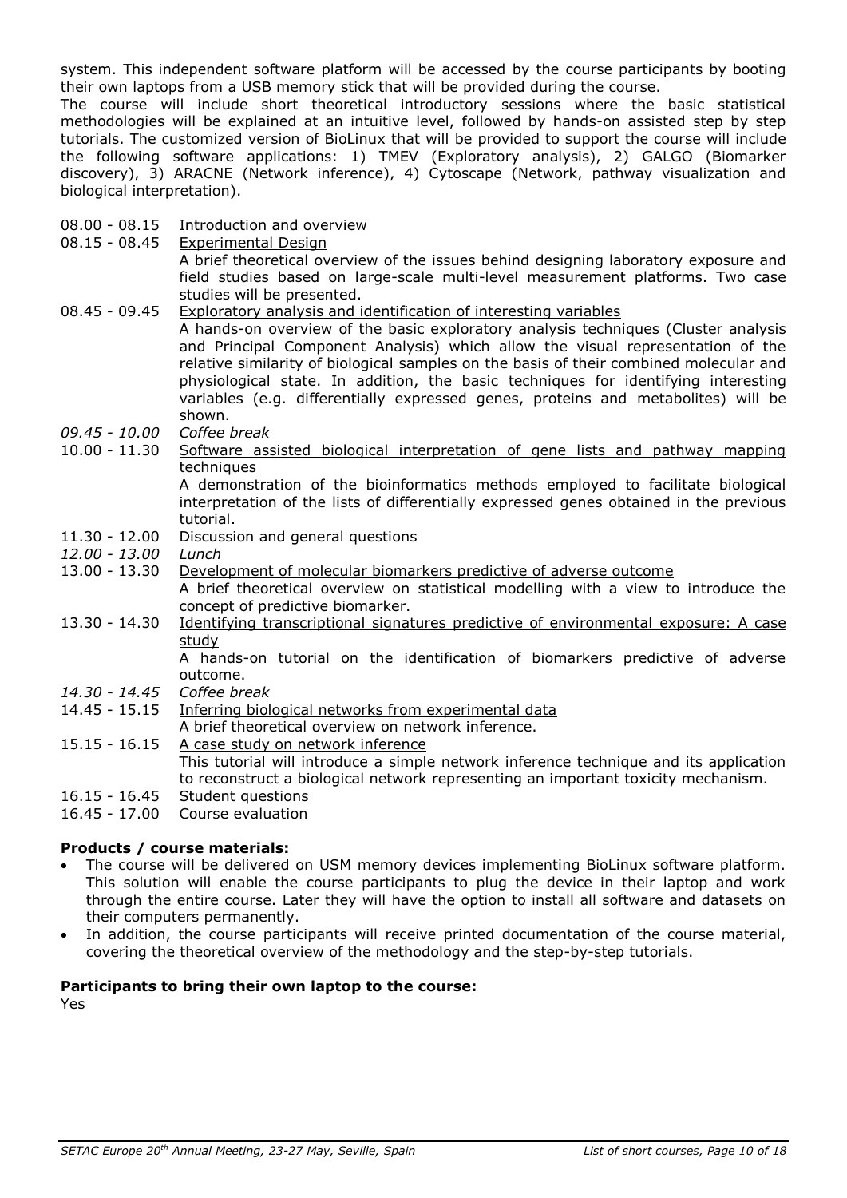system. This independent software platform will be accessed by the course participants by booting their own laptops from a USB memory stick that will be provided during the course.
The course will include short theoretical introductory sessions where the basic statistical methodologies will be explained at an intuitive level, followed by hands-on assisted step by step tutorials. The customized version of BioLinux that will be provided to support the course will include the following software applications: 1) TMEV (Exploratory analysis), 2) GALGO (Biomarker discovery), 3) ARACNE (Network inference), 4) Cytoscape (Network, pathway visualization and biological interpretation).

| | |
|---|---|
| 08.00 - 08.15 | Introduction and overview |
| 08.15 - 08.45 | Experimental Design<br>A brief theoretical overview of the issues behind designing laboratory exposure and field studies based on large-scale multi-level measurement platforms. Two case studies will be presented. |
| 08.45 - 09.45 | Exploratory analysis and identification of interesting variables<br>A hands-on overview of the basic exploratory analysis techniques (Cluster analysis and Principal Component Analysis) which allow the visual representation of the relative similarity of biological samples on the basis of their combined molecular and physiological state. In addition, the basic techniques for identifying interesting variables (e.g. differentially expressed genes, proteins and metabolites) will be shown. |
| *09.45 - 10.00* | *Coffee break* |
| 10.00 - 11.30 | Software assisted biological interpretation of gene lists and pathway mapping techniques<br>A demonstration of the bioinformatics methods employed to facilitate biological interpretation of the lists of differentially expressed genes obtained in the previous tutorial. |
| 11.30 - 12.00 | Discussion and general questions |
| *12.00 - 13.00* | *Lunch* |
| 13.00 - 13.30 | Development of molecular biomarkers predictive of adverse outcome<br>A brief theoretical overview on statistical modelling with a view to introduce the concept of predictive biomarker. |
| 13.30 - 14.30 | Identifying transcriptional signatures predictive of environmental exposure: A case study<br>A hands-on tutorial on the identification of biomarkers predictive of adverse outcome. |
| *14.30 - 14.45* | *Coffee break* |
| 14.45 - 15.15 | Inferring biological networks from experimental data<br>A brief theoretical overview on network inference. |
| 15.15 - 16.15 | A case study on network inference<br>This tutorial will introduce a simple network inference technique and its application to reconstruct a biological network representing an important toxicity mechanism. |
| 16.15 - 16.45 | Student questions |
| 16.45 - 17.00 | Course evaluation |

**Products / course materials:**

- The course will be delivered on USM memory devices implementing BioLinux software platform. This solution will enable the course participants to plug the device in their laptop and work through the entire course. Later they will have the option to install all software and datasets on their computers permanently.
- In addition, the course participants will receive printed documentation of the course material, covering the theoretical overview of the methodology and the step-by-step tutorials.

**Participants to bring their own laptop to the course:**
Yes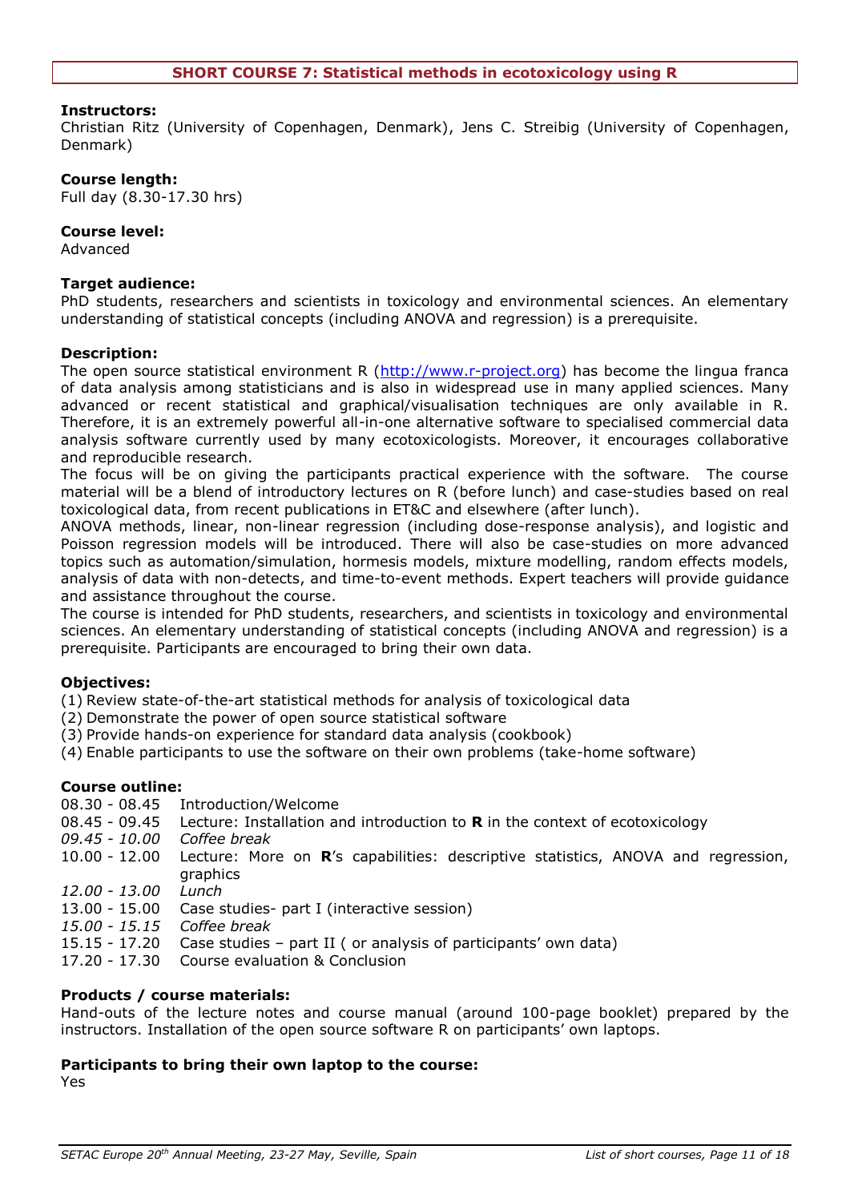## SHORT COURSE 7: Statistical methods in ecotoxicology using R

**Instructors:**
Christian Ritz (University of Copenhagen, Denmark), Jens C. Streibig (University of Copenhagen, Denmark)

**Course length:**
Full day (8.30-17.30 hrs)

**Course level:**
Advanced

**Target audience:**
PhD students, researchers and scientists in toxicology and environmental sciences. An elementary understanding of statistical concepts (including ANOVA and regression) is a prerequisite.

**Description:**
The open source statistical environment R (http://www.r-project.org) has become the lingua franca of data analysis among statisticians and is also in widespread use in many applied sciences. Many advanced or recent statistical and graphical/visualisation techniques are only available in R. Therefore, it is an extremely powerful all-in-one alternative software to specialised commercial data analysis software currently used by many ecotoxicologists. Moreover, it encourages collaborative and reproducible research.
The focus will be on giving the participants practical experience with the software. The course material will be a blend of introductory lectures on R (before lunch) and case-studies based on real toxicological data, from recent publications in ET&C and elsewhere (after lunch).
ANOVA methods, linear, non-linear regression (including dose-response analysis), and logistic and Poisson regression models will be introduced. There will also be case-studies on more advanced topics such as automation/simulation, hormesis models, mixture modelling, random effects models, analysis of data with non-detects, and time-to-event methods. Expert teachers will provide guidance and assistance throughout the course.
The course is intended for PhD students, researchers, and scientists in toxicology and environmental sciences. An elementary understanding of statistical concepts (including ANOVA and regression) is a prerequisite. Participants are encouraged to bring their own data.

**Objectives:**
(1) Review state-of-the-art statistical methods for analysis of toxicological data
(2) Demonstrate the power of open source statistical software
(3) Provide hands-on experience for standard data analysis (cookbook)
(4) Enable participants to use the software on their own problems (take-home software)

**Course outline:**

| | |
|---|---|
| 08.30 - 08.45 | Introduction/Welcome |
| 08.45 - 09.45 | Lecture: Installation and introduction to **R** in the context of ecotoxicology |
| *09.45 - 10.00* | *Coffee break* |
| 10.00 - 12.00 | Lecture: More on **R**'s capabilities: descriptive statistics, ANOVA and regression, graphics |
| *12.00 - 13.00* | *Lunch* |
| 13.00 - 15.00 | Case studies- part I (interactive session) |
| *15.00 - 15.15* | *Coffee break* |
| 15.15 - 17.20 | Case studies – part II ( or analysis of participants' own data) |
| 17.20 - 17.30 | Course evaluation & Conclusion |

**Products / course materials:**
Hand-outs of the lecture notes and course manual (around 100-page booklet) prepared by the instructors. Installation of the open source software R on participants' own laptops.

**Participants to bring their own laptop to the course:**
Yes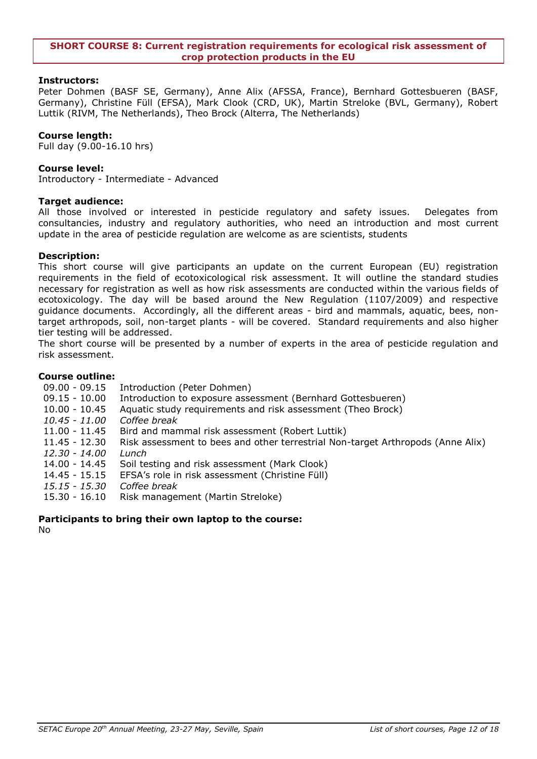## SHORT COURSE 8: Current registration requirements for ecological risk assessment of crop protection products in the EU

**Instructors:**
Peter Dohmen (BASF SE, Germany), Anne Alix (AFSSA, France), Bernhard Gottesbueren (BASF, Germany), Christine Füll (EFSA), Mark Clook (CRD, UK), Martin Streloke (BVL, Germany), Robert Luttik (RIVM, The Netherlands), Theo Brock (Alterra, The Netherlands)

**Course length:**
Full day (9.00-16.10 hrs)

**Course level:**
Introductory - Intermediate - Advanced

**Target audience:**
All those involved or interested in pesticide regulatory and safety issues. Delegates from consultancies, industry and regulatory authorities, who need an introduction and most current update in the area of pesticide regulation are welcome as are scientists, students

**Description:**
This short course will give participants an update on the current European (EU) registration requirements in the field of ecotoxicological risk assessment. It will outline the standard studies necessary for registration as well as how risk assessments are conducted within the various fields of ecotoxicology. The day will be based around the New Regulation (1107/2009) and respective guidance documents. Accordingly, all the different areas - bird and mammals, aquatic, bees, non-target arthropods, soil, non-target plants - will be covered. Standard requirements and also higher tier testing will be addressed.
The short course will be presented by a number of experts in the area of pesticide regulation and risk assessment.

**Course outline:**

| | |
|---|---|
| 09.00 - 09.15 | Introduction (Peter Dohmen) |
| 09.15 - 10.00 | Introduction to exposure assessment (Bernhard Gottesbueren) |
| 10.00 - 10.45 | Aquatic study requirements and risk assessment (Theo Brock) |
| *10.45 - 11.00* | *Coffee break* |
| 11.00 - 11.45 | Bird and mammal risk assessment (Robert Luttik) |
| 11.45 - 12.30 | Risk assessment to bees and other terrestrial Non-target Arthropods (Anne Alix) |
| *12.30 - 14.00* | *Lunch* |
| 14.00 - 14.45 | Soil testing and risk assessment (Mark Clook) |
| 14.45 - 15.15 | EFSA's role in risk assessment (Christine Füll) |
| *15.15 - 15.30* | *Coffee break* |
| 15.30 - 16.10 | Risk management (Martin Streloke) |

**Participants to bring their own laptop to the course:**
No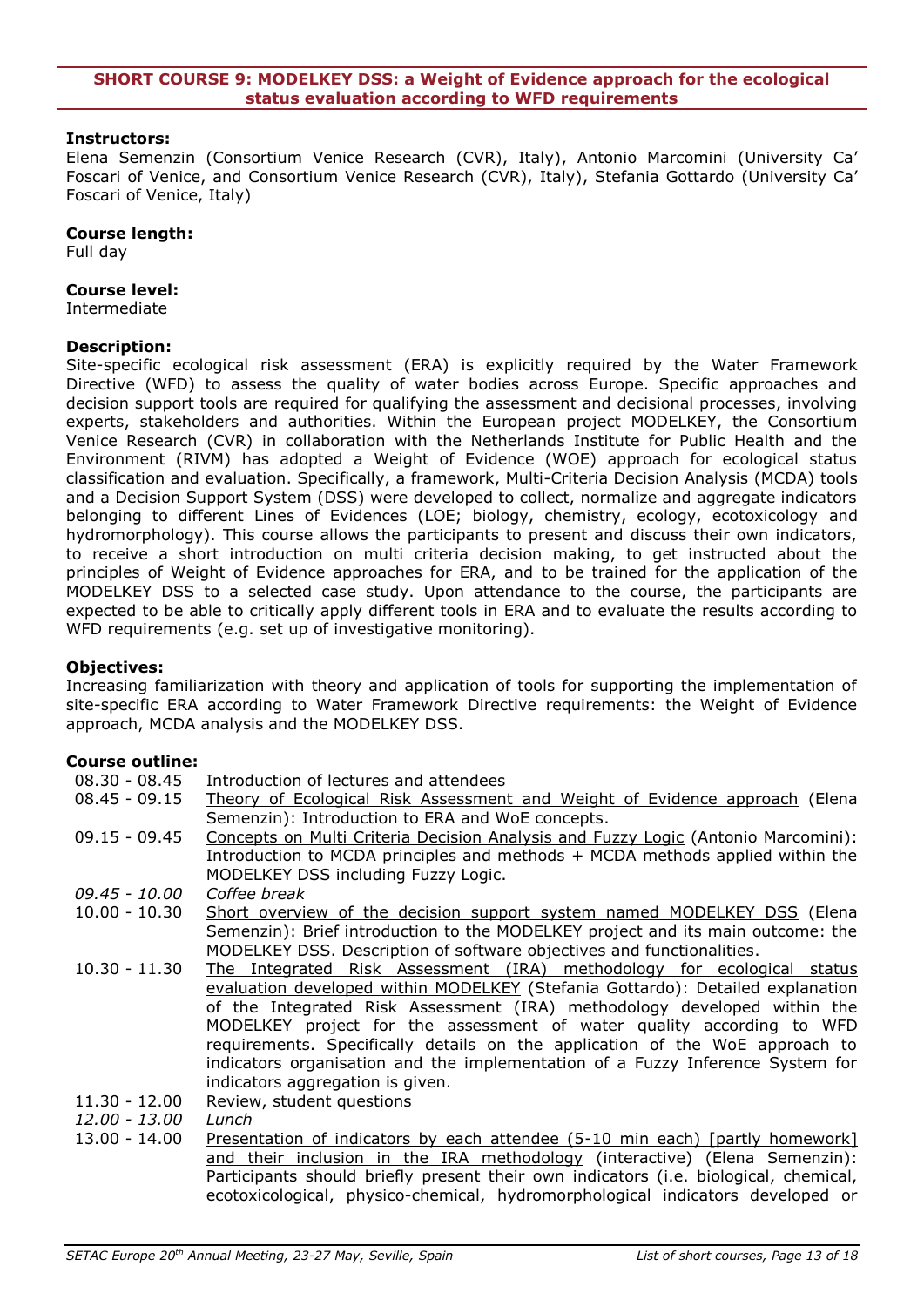## SHORT COURSE 9: MODELKEY DSS: a Weight of Evidence approach for the ecological status evaluation according to WFD requirements

**Instructors:**
Elena Semenzin (Consortium Venice Research (CVR), Italy), Antonio Marcomini (University Ca' Foscari of Venice, and Consortium Venice Research (CVR), Italy), Stefania Gottardo (University Ca' Foscari of Venice, Italy)

**Course length:**
Full day

**Course level:**
Intermediate

**Description:**
Site-specific ecological risk assessment (ERA) is explicitly required by the Water Framework Directive (WFD) to assess the quality of water bodies across Europe. Specific approaches and decision support tools are required for qualifying the assessment and decisional processes, involving experts, stakeholders and authorities. Within the European project MODELKEY, the Consortium Venice Research (CVR) in collaboration with the Netherlands Institute for Public Health and the Environment (RIVM) has adopted a Weight of Evidence (WOE) approach for ecological status classification and evaluation. Specifically, a framework, Multi-Criteria Decision Analysis (MCDA) tools and a Decision Support System (DSS) were developed to collect, normalize and aggregate indicators belonging to different Lines of Evidences (LOE; biology, chemistry, ecology, ecotoxicology and hydromorphology). This course allows the participants to present and discuss their own indicators, to receive a short introduction on multi criteria decision making, to get instructed about the principles of Weight of Evidence approaches for ERA, and to be trained for the application of the MODELKEY DSS to a selected case study. Upon attendance to the course, the participants are expected to be able to critically apply different tools in ERA and to evaluate the results according to WFD requirements (e.g. set up of investigative monitoring).

**Objectives:**
Increasing familiarization with theory and application of tools for supporting the implementation of site-specific ERA according to Water Framework Directive requirements: the Weight of Evidence approach, MCDA analysis and the MODELKEY DSS.

**Course outline:**

| | |
|---|---|
| 08.30 - 08.45 | Introduction of lectures and attendees |
| 08.45 - 09.15 | Theory of Ecological Risk Assessment and Weight of Evidence approach (Elena Semenzin): Introduction to ERA and WoE concepts. |
| 09.15 - 09.45 | Concepts on Multi Criteria Decision Analysis and Fuzzy Logic (Antonio Marcomini): Introduction to MCDA principles and methods + MCDA methods applied within the MODELKEY DSS including Fuzzy Logic. |
| *09.45 - 10.00* | *Coffee break* |
| 10.00 - 10.30 | Short overview of the decision support system named MODELKEY DSS (Elena Semenzin): Brief introduction to the MODELKEY project and its main outcome: the MODELKEY DSS. Description of software objectives and functionalities. |
| 10.30 - 11.30 | The Integrated Risk Assessment (IRA) methodology for ecological status evaluation developed within MODELKEY (Stefania Gottardo): Detailed explanation of the Integrated Risk Assessment (IRA) methodology developed within the MODELKEY project for the assessment of water quality according to WFD requirements. Specifically details on the application of the WoE approach to indicators organisation and the implementation of a Fuzzy Inference System for indicators aggregation is given. |
| 11.30 - 12.00 | Review, student questions |
| *12.00 - 13.00* | *Lunch* |
| 13.00 - 14.00 | Presentation of indicators by each attendee (5-10 min each) [partly homework] and their inclusion in the IRA methodology (interactive) (Elena Semenzin): Participants should briefly present their own indicators (i.e. biological, chemical, ecotoxicological, physico-chemical, hydromorphological indicators developed or |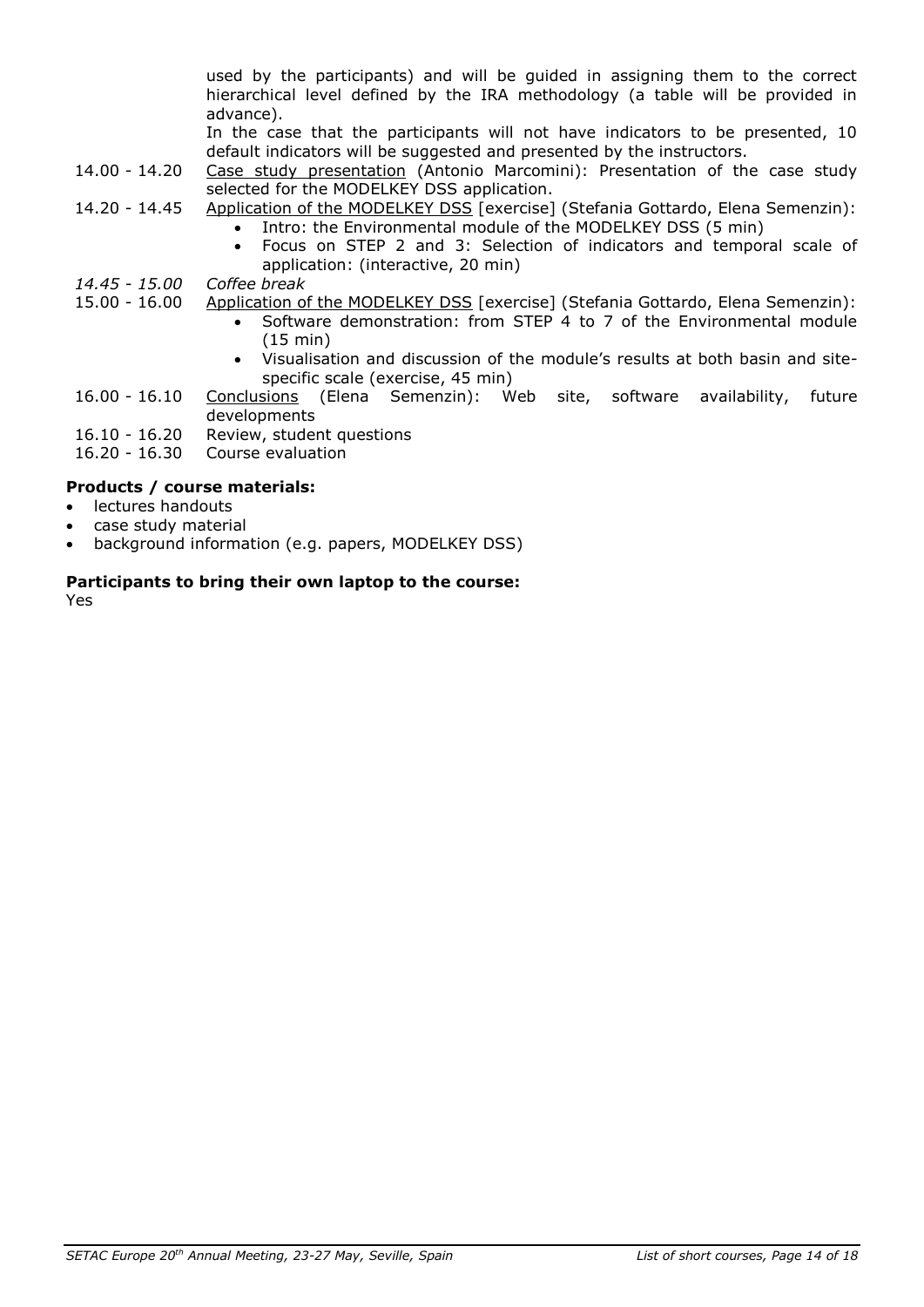used by the participants) and will be guided in assigning them to the correct hierarchical level defined by the IRA methodology (a table will be provided in advance).

In the case that the participants will not have indicators to be presented, 10 default indicators will be suggested and presented by the instructors.

14.00 - 14.20 Case study presentation (Antonio Marcomini): Presentation of the case study selected for the MODELKEY DSS application.

14.20 - 14.45 Application of the MODELKEY DSS [exercise] (Stefania Gottardo, Elena Semenzin):
- Intro: the Environmental module of the MODELKEY DSS (5 min)
- Focus on STEP 2 and 3: Selection of indicators and temporal scale of application: (interactive, 20 min)

*14.45 - 15.00 Coffee break*

15.00 - 16.00 Application of the MODELKEY DSS [exercise] (Stefania Gottardo, Elena Semenzin):
- Software demonstration: from STEP 4 to 7 of the Environmental module (15 min)
- Visualisation and discussion of the module's results at both basin and site-specific scale (exercise, 45 min)

16.00 - 16.10 Conclusions (Elena Semenzin): Web site, software availability, future developments

16.10 - 16.20 Review, student questions

16.20 - 16.30 Course evaluation

**Products / course materials:**
- lectures handouts
- case study material
- background information (e.g. papers, MODELKEY DSS)

**Participants to bring their own laptop to the course:**
Yes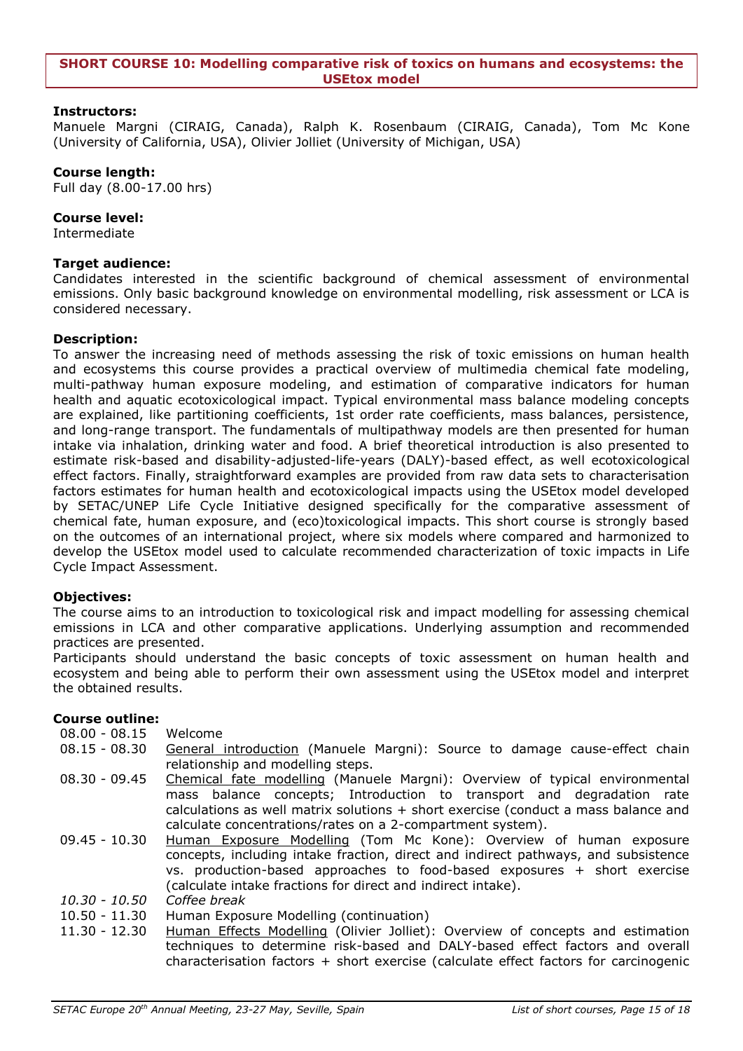**SHORT COURSE 10: Modelling comparative risk of toxics on humans and ecosystems: the USEtox model**

**Instructors:**
Manuele Margni (CIRAIG, Canada), Ralph K. Rosenbaum (CIRAIG, Canada), Tom Mc Kone (University of California, USA), Olivier Jolliet (University of Michigan, USA)

**Course length:**
Full day (8.00-17.00 hrs)

**Course level:**
Intermediate

**Target audience:**
Candidates interested in the scientific background of chemical assessment of environmental emissions. Only basic background knowledge on environmental modelling, risk assessment or LCA is considered necessary.

**Description:**
To answer the increasing need of methods assessing the risk of toxic emissions on human health and ecosystems this course provides a practical overview of multimedia chemical fate modeling, multi-pathway human exposure modeling, and estimation of comparative indicators for human health and aquatic ecotoxicological impact. Typical environmental mass balance modeling concepts are explained, like partitioning coefficients, 1st order rate coefficients, mass balances, persistence, and long-range transport. The fundamentals of multipathway models are then presented for human intake via inhalation, drinking water and food. A brief theoretical introduction is also presented to estimate risk-based and disability-adjusted-life-years (DALY)-based effect, as well ecotoxicological effect factors. Finally, straightforward examples are provided from raw data sets to characterisation factors estimates for human health and ecotoxicological impacts using the USEtox model developed by SETAC/UNEP Life Cycle Initiative designed specifically for the comparative assessment of chemical fate, human exposure, and (eco)toxicological impacts. This short course is strongly based on the outcomes of an international project, where six models where compared and harmonized to develop the USEtox model used to calculate recommended characterization of toxic impacts in Life Cycle Impact Assessment.

**Objectives:**
The course aims to an introduction to toxicological risk and impact modelling for assessing chemical emissions in LCA and other comparative applications. Underlying assumption and recommended practices are presented.
Participants should understand the basic concepts of toxic assessment on human health and ecosystem and being able to perform their own assessment using the USEtox model and interpret the obtained results.

**Course outline:**

| | |
|---|---|
| 08.00 - 08.15 | Welcome |
| 08.15 - 08.30 | General introduction (Manuele Margni): Source to damage cause-effect chain relationship and modelling steps. |
| 08.30 - 09.45 | Chemical fate modelling (Manuele Margni): Overview of typical environmental mass balance concepts; Introduction to transport and degradation rate calculations as well matrix solutions + short exercise (conduct a mass balance and calculate concentrations/rates on a 2-compartment system). |
| 09.45 - 10.30 | Human Exposure Modelling (Tom Mc Kone): Overview of human exposure concepts, including intake fraction, direct and indirect pathways, and subsistence vs. production-based approaches to food-based exposures + short exercise (calculate intake fractions for direct and indirect intake). |
| *10.30 - 10.50* | *Coffee break* |
| 10.50 - 11.30 | Human Exposure Modelling (continuation) |
| 11.30 - 12.30 | Human Effects Modelling (Olivier Jolliet): Overview of concepts and estimation techniques to determine risk-based and DALY-based effect factors and overall characterisation factors + short exercise (calculate effect factors for carcinogenic |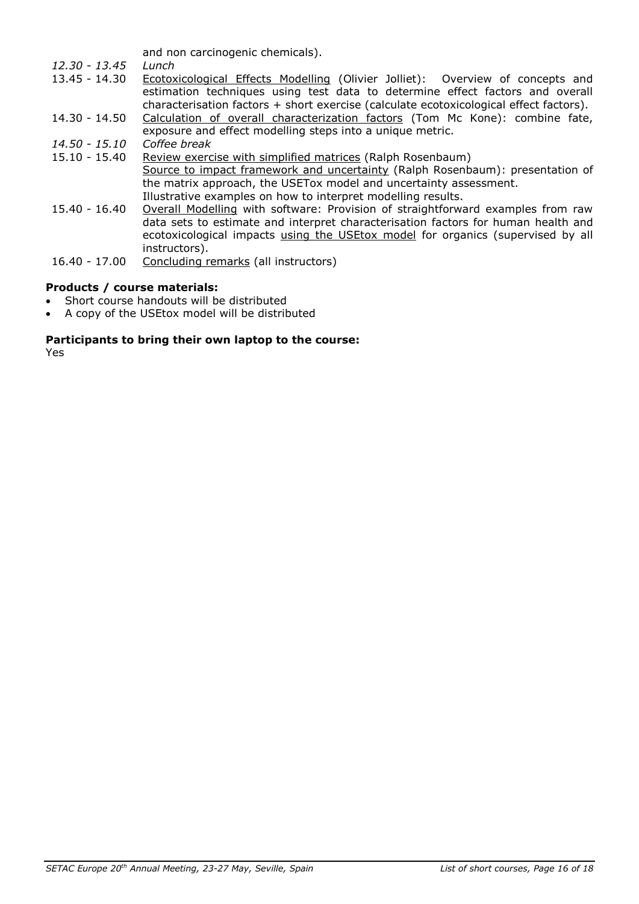and non carcinogenic chemicals).

*12.30 - 13.45* *Lunch*

13.45 - 14.30 Ecotoxicological Effects Modelling (Olivier Jolliet): Overview of concepts and estimation techniques using test data to determine effect factors and overall characterisation factors + short exercise (calculate ecotoxicological effect factors).

14.30 - 14.50 Calculation of overall characterization factors (Tom Mc Kone): combine fate, exposure and effect modelling steps into a unique metric.

*14.50 - 15.10* *Coffee break*

15.10 - 15.40 Review exercise with simplified matrices (Ralph Rosenbaum)
Source to impact framework and uncertainty (Ralph Rosenbaum): presentation of the matrix approach, the USETox model and uncertainty assessment.
Illustrative examples on how to interpret modelling results.

15.40 - 16.40 Overall Modelling with software: Provision of straightforward examples from raw data sets to estimate and interpret characterisation factors for human health and ecotoxicological impacts using the USEtox model for organics (supervised by all instructors).

16.40 - 17.00 Concluding remarks (all instructors)

**Products / course materials:**

- Short course handouts will be distributed
- A copy of the USEtox model will be distributed

**Participants to bring their own laptop to the course:**

Yes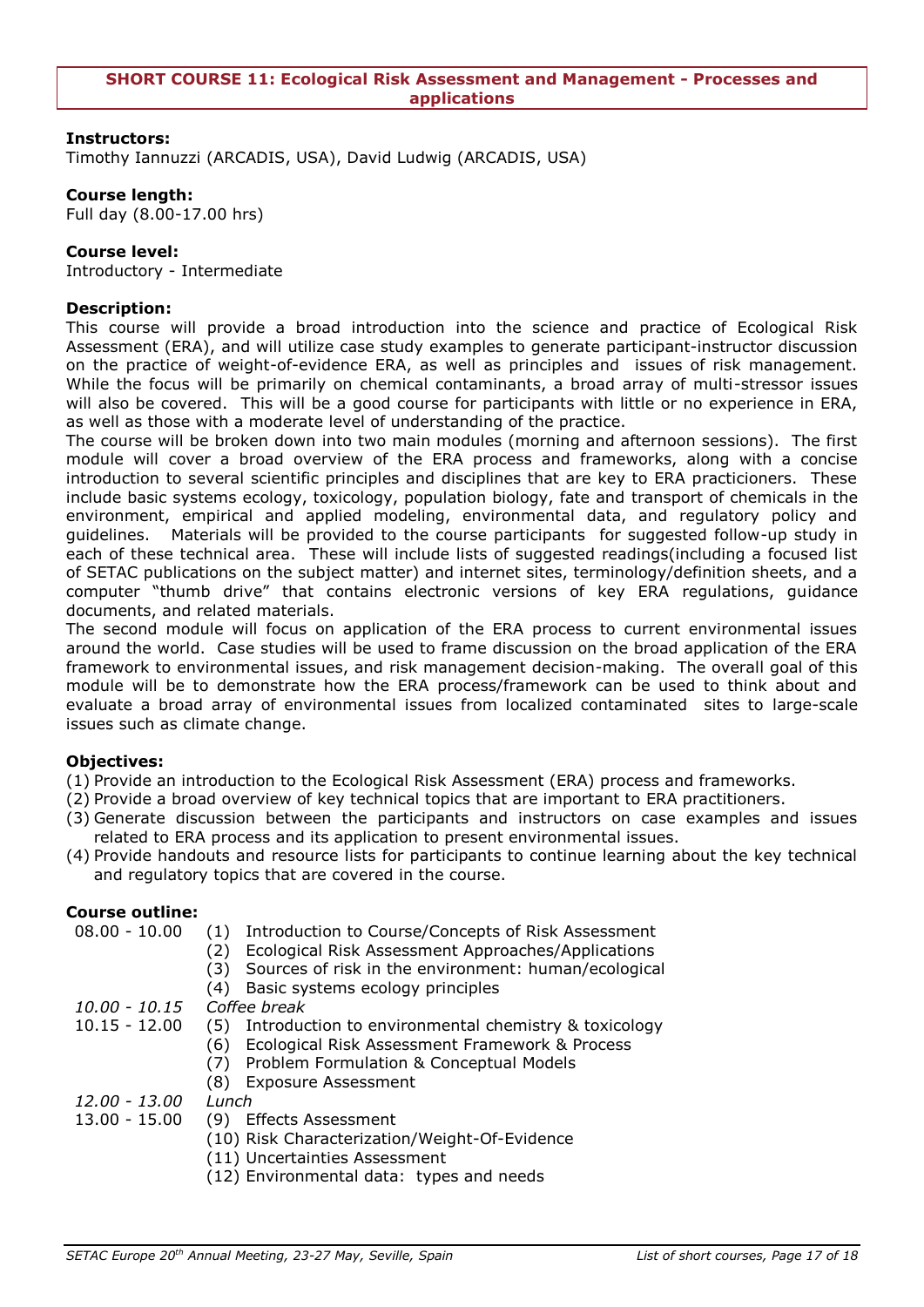## SHORT COURSE 11: Ecological Risk Assessment and Management - Processes and applications

**Instructors:**
Timothy Iannuzzi (ARCADIS, USA), David Ludwig (ARCADIS, USA)

**Course length:**
Full day (8.00-17.00 hrs)

**Course level:**
Introductory - Intermediate

**Description:**
This course will provide a broad introduction into the science and practice of Ecological Risk Assessment (ERA), and will utilize case study examples to generate participant-instructor discussion on the practice of weight-of-evidence ERA, as well as principles and issues of risk management. While the focus will be primarily on chemical contaminants, a broad array of multi-stressor issues will also be covered. This will be a good course for participants with little or no experience in ERA, as well as those with a moderate level of understanding of the practice.
The course will be broken down into two main modules (morning and afternoon sessions). The first module will cover a broad overview of the ERA process and frameworks, along with a concise introduction to several scientific principles and disciplines that are key to ERA practicioners. These include basic systems ecology, toxicology, population biology, fate and transport of chemicals in the environment, empirical and applied modeling, environmental data, and regulatory policy and guidelines. Materials will be provided to the course participants for suggested follow-up study in each of these technical area. These will include lists of suggested readings(including a focused list of SETAC publications on the subject matter) and internet sites, terminology/definition sheets, and a computer "thumb drive" that contains electronic versions of key ERA regulations, guidance documents, and related materials.
The second module will focus on application of the ERA process to current environmental issues around the world. Case studies will be used to frame discussion on the broad application of the ERA framework to environmental issues, and risk management decision-making. The overall goal of this module will be to demonstrate how the ERA process/framework can be used to think about and evaluate a broad array of environmental issues from localized contaminated sites to large-scale issues such as climate change.

**Objectives:**
(1) Provide an introduction to the Ecological Risk Assessment (ERA) process and frameworks.
(2) Provide a broad overview of key technical topics that are important to ERA practitioners.
(3) Generate discussion between the participants and instructors on case examples and issues related to ERA process and its application to present environmental issues.
(4) Provide handouts and resource lists for participants to continue learning about the key technical and regulatory topics that are covered in the course.

**Course outline:**

| | |
|---|---|
| 08.00 - 10.00 | (1) Introduction to Course/Concepts of Risk Assessment |
| | (2) Ecological Risk Assessment Approaches/Applications |
| | (3) Sources of risk in the environment: human/ecological |
| | (4) Basic systems ecology principles |
| *10.00 - 10.15* | *Coffee break* |
| 10.15 - 12.00 | (5) Introduction to environmental chemistry & toxicology |
| | (6) Ecological Risk Assessment Framework & Process |
| | (7) Problem Formulation & Conceptual Models |
| | (8) Exposure Assessment |
| *12.00 - 13.00* | *Lunch* |
| 13.00 - 15.00 | (9) Effects Assessment |
| | (10) Risk Characterization/Weight-Of-Evidence |
| | (11) Uncertainties Assessment |
| | (12) Environmental data: types and needs |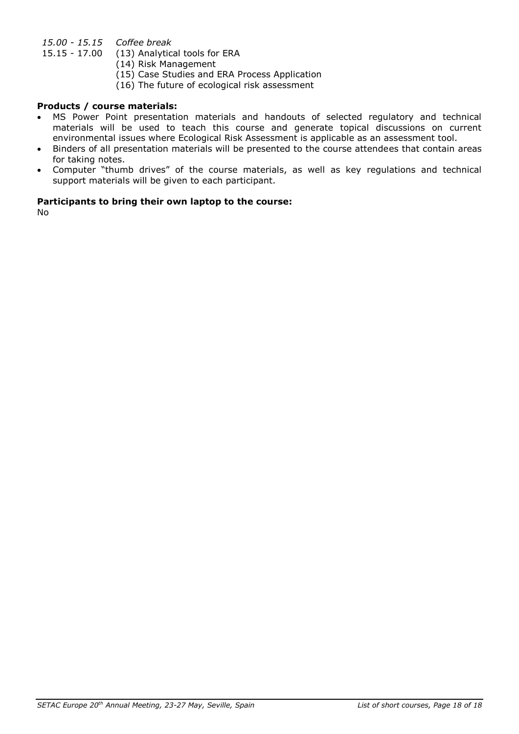*15.00 - 15.15 Coffee break*

15.15 - 17.00 (13) Analytical tools for ERA
(14) Risk Management
(15) Case Studies and ERA Process Application
(16) The future of ecological risk assessment

**Products / course materials:**

- MS Power Point presentation materials and handouts of selected regulatory and technical materials will be used to teach this course and generate topical discussions on current environmental issues where Ecological Risk Assessment is applicable as an assessment tool.
- Binders of all presentation materials will be presented to the course attendees that contain areas for taking notes.
- Computer "thumb drives" of the course materials, as well as key regulations and technical support materials will be given to each participant.

**Participants to bring their own laptop to the course:**

No